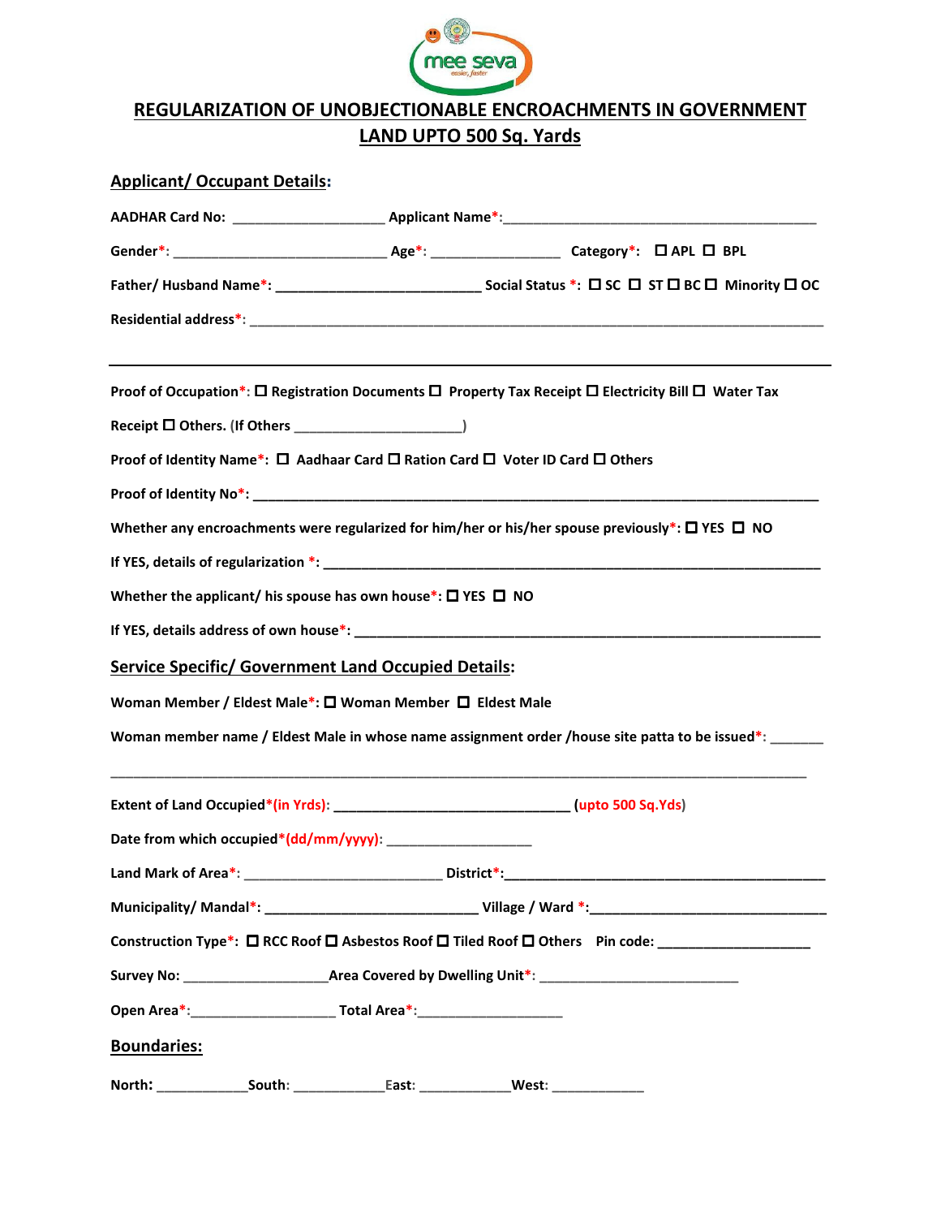mee seva

easier, faster

# REGULARIZATION OF UNOBJECTIONABLE ENCROACHMENTS IN GOVERNMENT LAND UPTO 500 Sq. Yards

## Applicant/ Occupant Details:

**AADHAR Card No:** ____________________ **Applicant Name*:**________________________________________

**Gender*:** ____________________________ **Age*:** _________________ **Category*:** ☐ **APL** ☐ **BPL**

**Father/ Husband Name*:** ___________________________ **Social Status *:** ☐ **SC** ☐ **ST** ☐ **BC** ☐ **Minority** ☐ **OC**

**Residential address*:** ________________________________________________________________________________

---

**Proof of Occupation*:** ☐ **Registration Documents** ☐ **Property Tax Receipt** ☐ **Electricity Bill** ☐ **Water Tax Receipt** ☐ **Others.** (**If Others** ______________________)

**Proof of Identity Name*:** ☐ **Aadhaar Card** ☐ **Ration Card** ☐ **Voter ID Card** ☐ **Others**

**Proof of Identity No*:** _______________________________________________________________________________

**Whether any encroachments were regularized for him/her or his/her spouse previously*:** ☐ **YES** ☐ **NO**

**If YES, details of regularization *:** _________________________________________________________________

**Whether the applicant/ his spouse has own house*:** ☐ **YES** ☐ **NO**

**If YES, details address of own house*:** ______________________________________________________________

## Service Specific/ Government Land Occupied Details:

**Woman Member / Eldest Male*:** ☐ **Woman Member** ☐ **Eldest Male**

**Woman member name / Eldest Male in whose name assignment order /house site patta to be issued*:** _______

___________________________________________________________________________________________

**Extent of Land Occupied*(in Yrds):** _______________________________ **(upto 500 Sq.Yds)**

**Date from which occupied*(dd/mm/yyyy):** ___________________

**Land Mark of Area*:** __________________________ **District*:**_____________________________________________

**Municipality/ Mandal*:** ____________________________ **Village / Ward *:**_______________________________

**Construction Type*:** ☐ **RCC Roof** ☐ **Asbestos Roof** ☐ **Tiled Roof** ☐ **Others** **Pin code:** ____________________

**Survey No:** ___________________**Area Covered by Dwelling Unit*:** __________________________

**Open Area*:**___________________ **Total Area*:**___________________

## Boundaries:

**North:** ____________**South:** ____________**East:** ____________**West:** ____________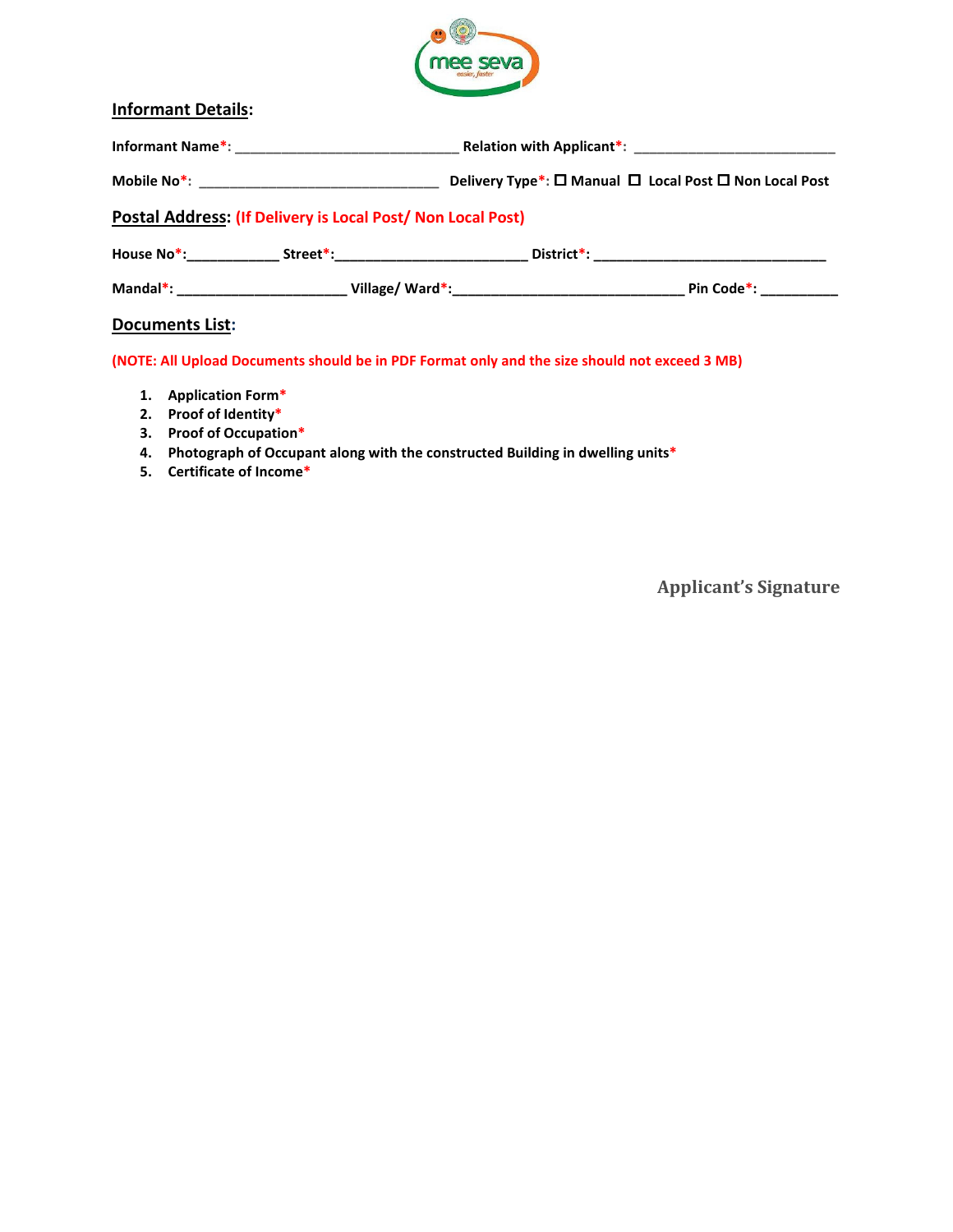## Informant Details:

**Informant Name*:** ______________________________ **Relation with Applicant*:** ___________________________

**Mobile No*:** ________________________________ **Delivery Type*:** ☐ Manual ☐ Local Post ☐ Non Local Post

## Postal Address: (If Delivery is Local Post/ Non Local Post)

**House No*:**____________ **Street*:**_________________________ **District*:** _______________________________

**Mandal*:** _______________________ **Village/ Ward*:**_______________________________ **Pin Code*:** __________

## Documents List:

**(NOTE: All Upload Documents should be in PDF Format only and the size should not exceed 3 MB)**

1. **Application Form***
2. **Proof of Identity***
3. **Proof of Occupation***
4. **Photograph of Occupant along with the constructed Building in dwelling units***
5. **Certificate of Income***

**Applicant's Signature**